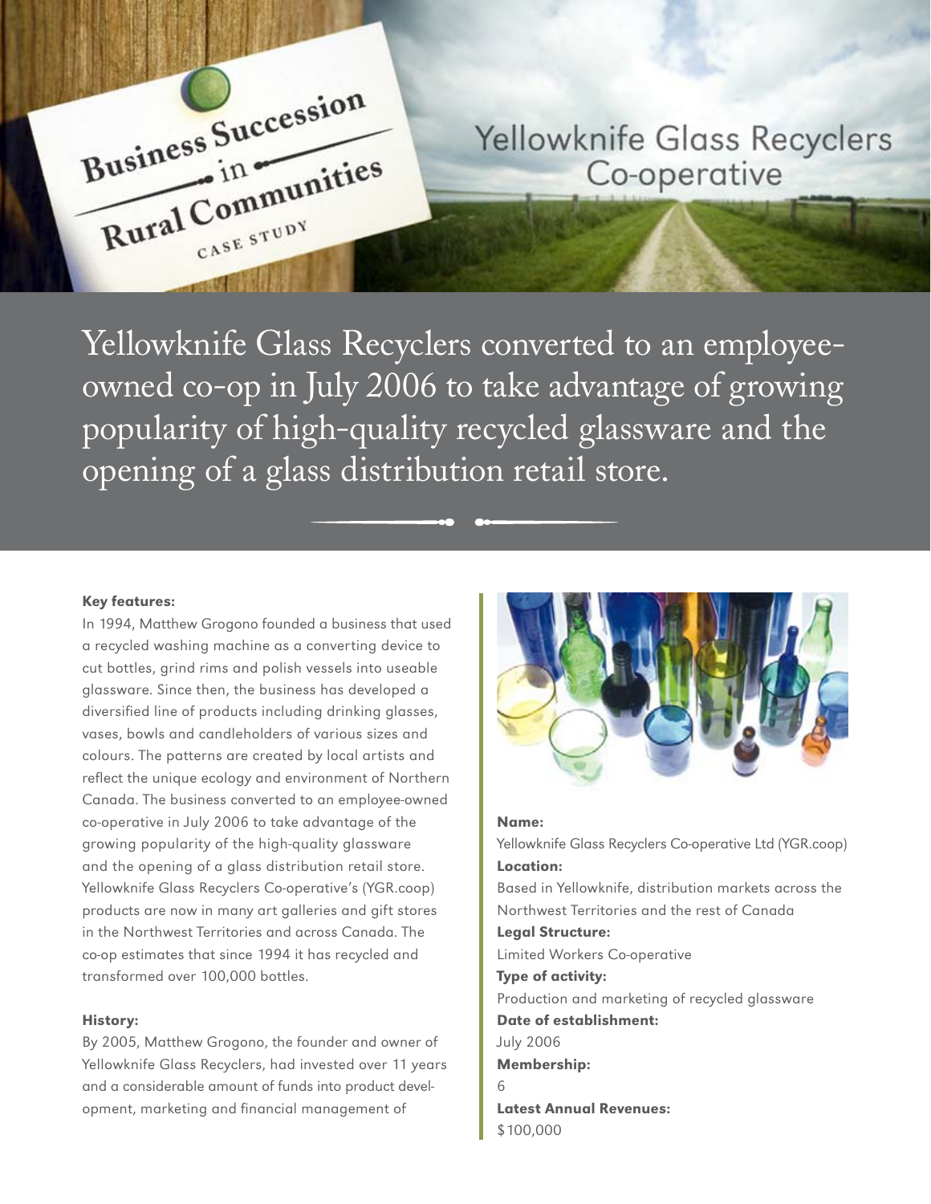# Business Succession in Rural Communities

CASE STUDY

# Yellowknife Glass Recyclers Co-operative

Yellowknife Glass Recyclers converted to an employee-owned co-op in July 2006 to take advantage of growing popularity of high-quality recycled glassware and the opening of a glass distribution retail store.

**Key features:**

In 1994, Matthew Grogono founded a business that used a recycled washing machine as a converting device to cut bottles, grind rims and polish vessels into useable glassware. Since then, the business has developed a diversified line of products including drinking glasses, vases, bowls and candleholders of various sizes and colours. The patterns are created by local artists and reflect the unique ecology and environment of Northern Canada. The business converted to an employee-owned co-operative in July 2006 to take advantage of the growing popularity of the high-quality glassware and the opening of a glass distribution retail store. Yellowknife Glass Recyclers Co-operative's (YGR.coop) products are now in many art galleries and gift stores in the Northwest Territories and across Canada. The co-op estimates that since 1994 it has recycled and transformed over 100,000 bottles.

**History:**

By 2005, Matthew Grogono, the founder and owner of Yellowknife Glass Recyclers, had invested over 11 years and a considerable amount of funds into product development, marketing and financial management of

**Name:**
Yellowknife Glass Recyclers Co-operative Ltd (YGR.coop)

**Location:**
Based in Yellowknife, distribution markets across the Northwest Territories and the rest of Canada

**Legal Structure:**
Limited Workers Co-operative

**Type of activity:**
Production and marketing of recycled glassware

**Date of establishment:**
July 2006

**Membership:**
6

**Latest Annual Revenues:**
$100,000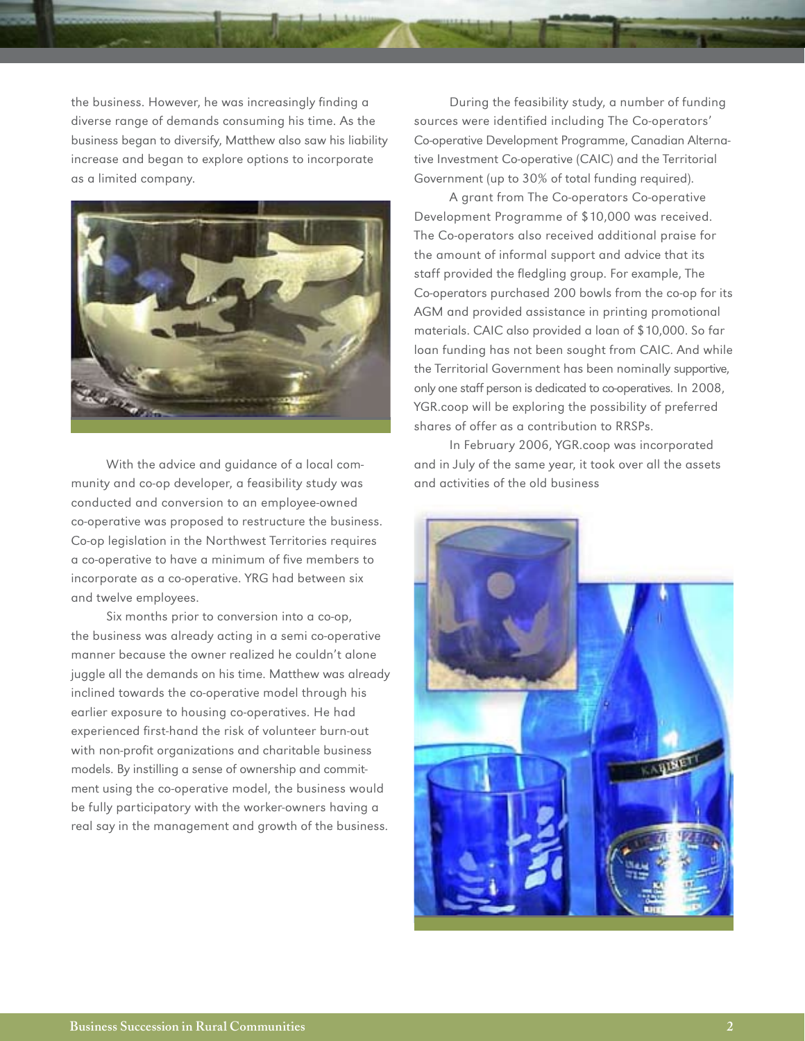the business. However, he was increasingly finding a diverse range of demands consuming his time. As the business began to diversify, Matthew also saw his liability increase and began to explore options to incorporate as a limited company.

With the advice and guidance of a local community and co-op developer, a feasibility study was conducted and conversion to an employee-owned co-operative was proposed to restructure the business. Co-op legislation in the Northwest Territories requires a co-operative to have a minimum of five members to incorporate as a co-operative. YRG had between six and twelve employees.

Six months prior to conversion into a co-op, the business was already acting in a semi co-operative manner because the owner realized he couldn't alone juggle all the demands on his time. Matthew was already inclined towards the co-operative model through his earlier exposure to housing co-operatives. He had experienced first-hand the risk of volunteer burn-out with non-profit organizations and charitable business models. By instilling a sense of ownership and commitment using the co-operative model, the business would be fully participatory with the worker-owners having a real say in the management and growth of the business.

During the feasibility study, a number of funding sources were identified including The Co-operators' Co-operative Development Programme, Canadian Alternative Investment Co-operative (CAIC) and the Territorial Government (up to 30% of total funding required).

A grant from The Co-operators Co-operative Development Programme of $10,000 was received. The Co-operators also received additional praise for the amount of informal support and advice that its staff provided the fledgling group. For example, The Co-operators purchased 200 bowls from the co-op for its AGM and provided assistance in printing promotional materials. CAIC also provided a loan of $10,000. So far loan funding has not been sought from CAIC. And while the Territorial Government has been nominally supportive, only one staff person is dedicated to co-operatives. In 2008, YGR.coop will be exploring the possibility of preferred shares of offer as a contribution to RRSPs.

In February 2006, YGR.coop was incorporated and in July of the same year, it took over all the assets and activities of the old business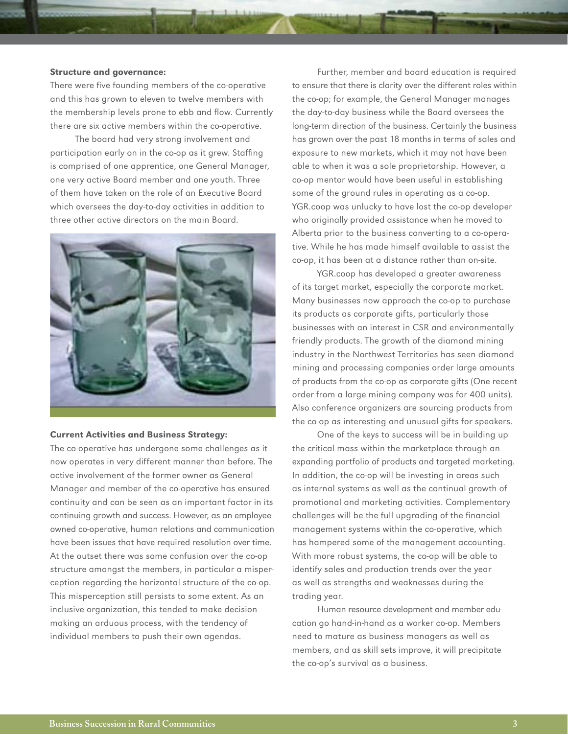**Structure and governance:**

There were five founding members of the co-operative and this has grown to eleven to twelve members with the membership levels prone to ebb and flow. Currently there are six active members within the co-operative.

The board had very strong involvement and participation early on in the co-op as it grew. Staffing is comprised of one apprentice, one General Manager, one very active Board member and one youth. Three of them have taken on the role of an Executive Board which oversees the day-to-day activities in addition to three other active directors on the main Board.

**Current Activities and Business Strategy:**

The co-operative has undergone some challenges as it now operates in very different manner than before. The active involvement of the former owner as General Manager and member of the co-operative has ensured continuity and can be seen as an important factor in its continuing growth and success. However, as an employee-owned co-operative, human relations and communication have been issues that have required resolution over time. At the outset there was some confusion over the co-op structure amongst the members, in particular a misperception regarding the horizontal structure of the co-op. This misperception still persists to some extent. As an inclusive organization, this tended to make decision making an arduous process, with the tendency of individual members to push their own agendas.

Further, member and board education is required to ensure that there is clarity over the different roles within the co-op; for example, the General Manager manages the day-to-day business while the Board oversees the long-term direction of the business. Certainly the business has grown over the past 18 months in terms of sales and exposure to new markets, which it may not have been able to when it was a sole proprietorship. However, a co-op mentor would have been useful in establishing some of the ground rules in operating as a co-op. YGR.coop was unlucky to have lost the co-op developer who originally provided assistance when he moved to Alberta prior to the business converting to a co-operative. While he has made himself available to assist the co-op, it has been at a distance rather than on-site.

YGR.coop has developed a greater awareness of its target market, especially the corporate market. Many businesses now approach the co-op to purchase its products as corporate gifts, particularly those businesses with an interest in CSR and environmentally friendly products. The growth of the diamond mining industry in the Northwest Territories has seen diamond mining and processing companies order large amounts of products from the co-op as corporate gifts (One recent order from a large mining company was for 400 units). Also conference organizers are sourcing products from the co-op as interesting and unusual gifts for speakers.

One of the keys to success will be in building up the critical mass within the marketplace through an expanding portfolio of products and targeted marketing. In addition, the co-op will be investing in areas such as internal systems as well as the continual growth of promotional and marketing activities. Complementary challenges will be the full upgrading of the financial management systems within the co-operative, which has hampered some of the management accounting. With more robust systems, the co-op will be able to identify sales and production trends over the year as well as strengths and weaknesses during the trading year.

Human resource development and member education go hand-in-hand as a worker co-op. Members need to mature as business managers as well as members, and as skill sets improve, it will precipitate the co-op's survival as a business.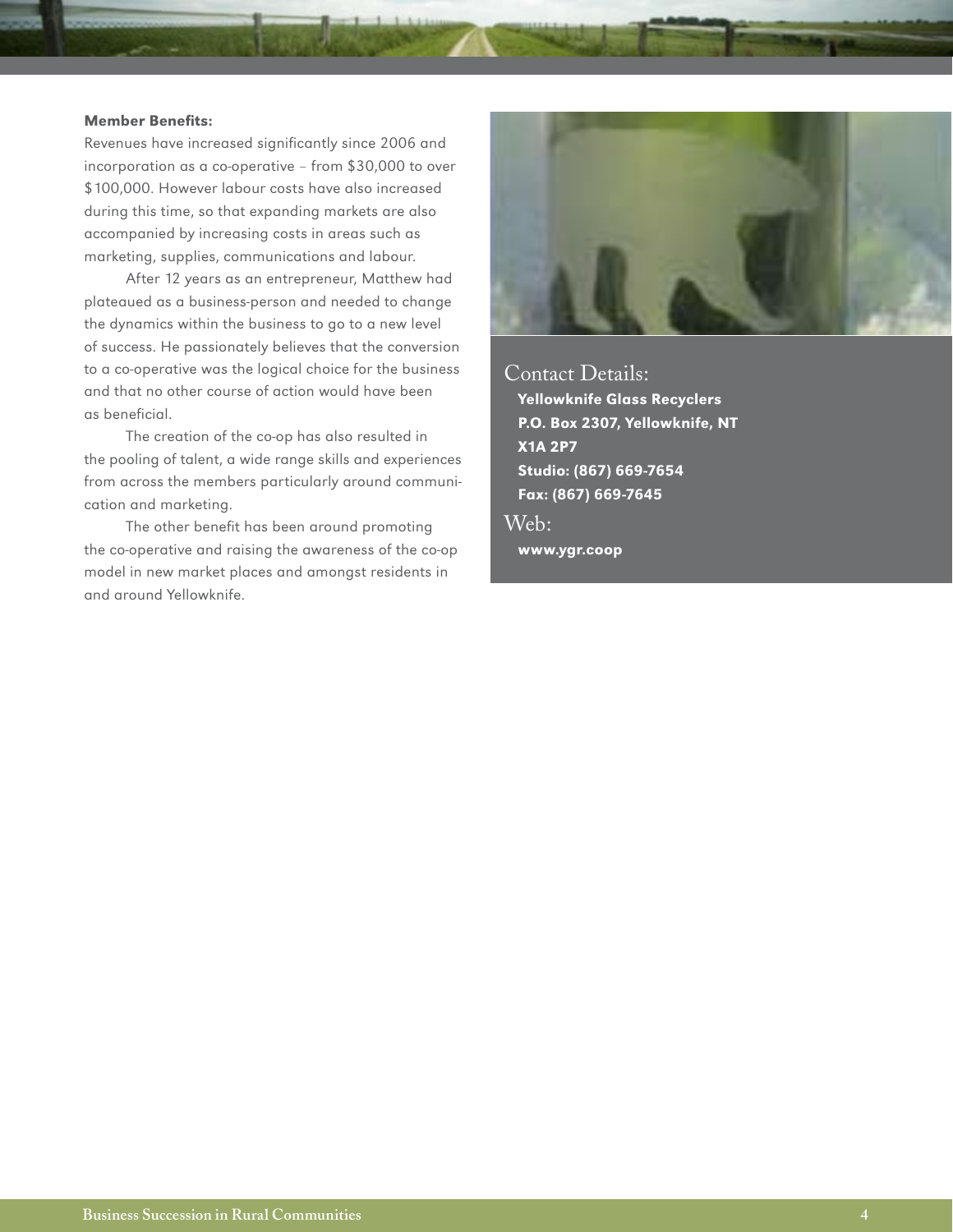**Member Benefits:**

Revenues have increased significantly since 2006 and incorporation as a co-operative – from $30,000 to over $100,000. However labour costs have also increased during this time, so that expanding markets are also accompanied by increasing costs in areas such as marketing, supplies, communications and labour.

After 12 years as an entrepreneur, Matthew had plateaued as a business-person and needed to change the dynamics within the business to go to a new level of success. He passionately believes that the conversion to a co-operative was the logical choice for the business and that no other course of action would have been as beneficial.

The creation of the co-op has also resulted in the pooling of talent, a wide range skills and experiences from across the members particularly around communication and marketing.

The other benefit has been around promoting the co-operative and raising the awareness of the co-op model in new market places and amongst residents in and around Yellowknife.

## Contact Details:

**Yellowknife Glass Recyclers**
**P.O. Box 2307, Yellowknife, NT**
**X1A 2P7**
**Studio: (867) 669-7654**
**Fax: (867) 669-7645**

## Web:

**www.ygr.coop**